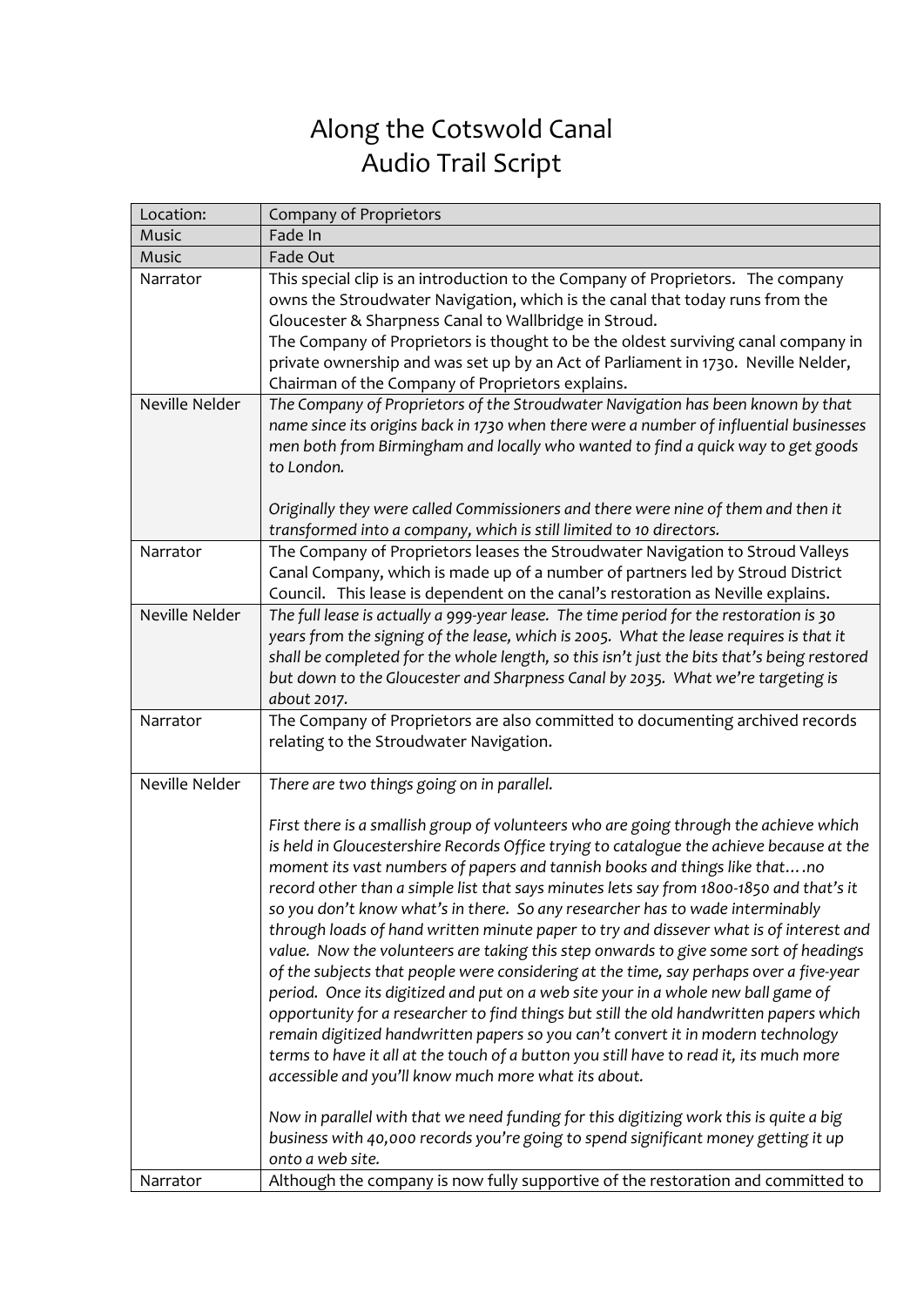# Along the Cotswold Canal
# Audio Trail Script

| Location: | Company of Proprietors |
|---|---|
| Music | Fade In |
| Music | Fade Out |
| Narrator | This special clip is an introduction to the Company of Proprietors. The company owns the Stroudwater Navigation, which is the canal that today runs from the Gloucester & Sharpness Canal to Wallbridge in Stroud.<br>The Company of Proprietors is thought to be the oldest surviving canal company in private ownership and was set up by an Act of Parliament in 1730. Neville Nelder, Chairman of the Company of Proprietors explains. |
| Neville Nelder | *The Company of Proprietors of the Stroudwater Navigation has been known by that name since its origins back in 1730 when there were a number of influential businesses men both from Birmingham and locally who wanted to find a quick way to get goods to London.*<br><br>*Originally they were called Commissioners and there were nine of them and then it transformed into a company, which is still limited to 10 directors.* |
| Narrator | The Company of Proprietors leases the Stroudwater Navigation to Stroud Valleys Canal Company, which is made up of a number of partners led by Stroud District Council. This lease is dependent on the canal's restoration as Neville explains. |
| Neville Nelder | *The full lease is actually a 999-year lease. The time period for the restoration is 30 years from the signing of the lease, which is 2005. What the lease requires is that it shall be completed for the whole length, so this isn't just the bits that's being restored but down to the Gloucester and Sharpness Canal by 2035. What we're targeting is about 2017.* |
| Narrator | The Company of Proprietors are also committed to documenting archived records relating to the Stroudwater Navigation. |
| Neville Nelder | *There are two things going on in parallel.*<br><br>*First there is a smallish group of volunteers who are going through the achieve which is held in Gloucestershire Records Office trying to catalogue the achieve because at the moment its vast numbers of papers and tannish books and things like that….no record other than a simple list that says minutes lets say from 1800-1850 and that's it so you don't know what's in there. So any researcher has to wade interminably through loads of hand written minute paper to try and dissever what is of interest and value. Now the volunteers are taking this step onwards to give some sort of headings of the subjects that people were considering at the time, say perhaps over a five-year period. Once its digitized and put on a web site your in a whole new ball game of opportunity for a researcher to find things but still the old handwritten papers which remain digitized handwritten papers so you can't convert it in modern technology terms to have it all at the touch of a button you still have to read it, its much more accessible and you'll know much more what its about.*<br><br>*Now in parallel with that we need funding for this digitizing work this is quite a big business with 40,000 records you're going to spend significant money getting it up onto a web site.* |
| Narrator | Although the company is now fully supportive of the restoration and committed to |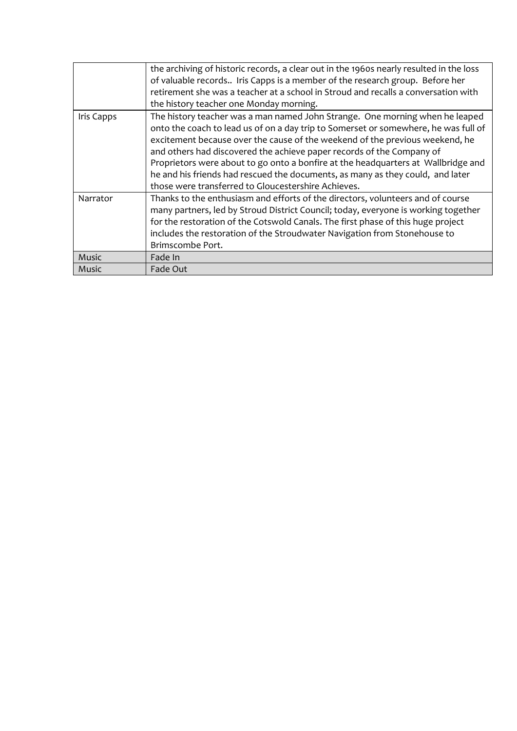| | |
|---|---|
| | the archiving of historic records, a clear out in the 1960s nearly resulted in the loss of valuable records.. Iris Capps is a member of the research group. Before her retirement she was a teacher at a school in Stroud and recalls a conversation with the history teacher one Monday morning. |
| Iris Capps | The history teacher was a man named John Strange. One morning when he leaped onto the coach to lead us of on a day trip to Somerset or somewhere, he was full of excitement because over the cause of the weekend of the previous weekend, he and others had discovered the achieve paper records of the Company of Proprietors were about to go onto a bonfire at the headquarters at Wallbridge and he and his friends had rescued the documents, as many as they could, and later those were transferred to Gloucestershire Achieves. |
| Narrator | Thanks to the enthusiasm and efforts of the directors, volunteers and of course many partners, led by Stroud District Council; today, everyone is working together for the restoration of the Cotswold Canals. The first phase of this huge project includes the restoration of the Stroudwater Navigation from Stonehouse to Brimscombe Port. |
| Music | Fade In |
| Music | Fade Out |